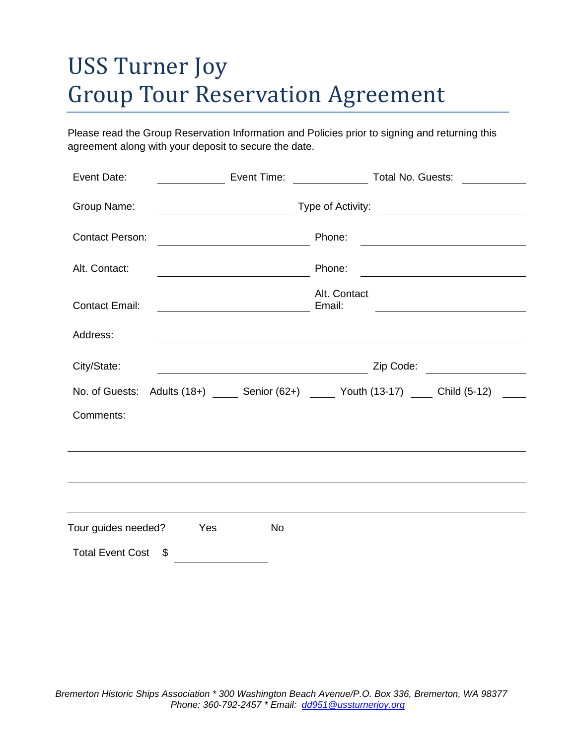# USS Turner Joy
# Group Tour Reservation Agreement

Please read the Group Reservation Information and Policies prior to signing and returning this agreement along with your deposit to secure the date.

Event Date: ____________ Event Time: ____________ Total No. Guests: ____________

Group Name: ______________________ Type of Activity: ______________________

Contact Person: ______________________ Phone: ______________________

Alt. Contact: ______________________ Phone: ______________________

Contact Email: ______________________ Alt. Contact Email: ______________________

Address: ______________________________________________

City/State: ______________________________ Zip Code: ____________

No. of Guests: Adults (18+) ____ Senior (62+) ____ Youth (13-17) ____ Child (5-12) ____

Comments:

______________________________________________

______________________________________________

______________________________________________

Tour guides needed? Yes No

Total Event Cost $ ____________

*Bremerton Historic Ships Association * 300 Washington Beach Avenue/P.O. Box 336, Bremerton, WA 98377*
*Phone: 360-792-2457 * Email: dd951@ussturnerjoy.org*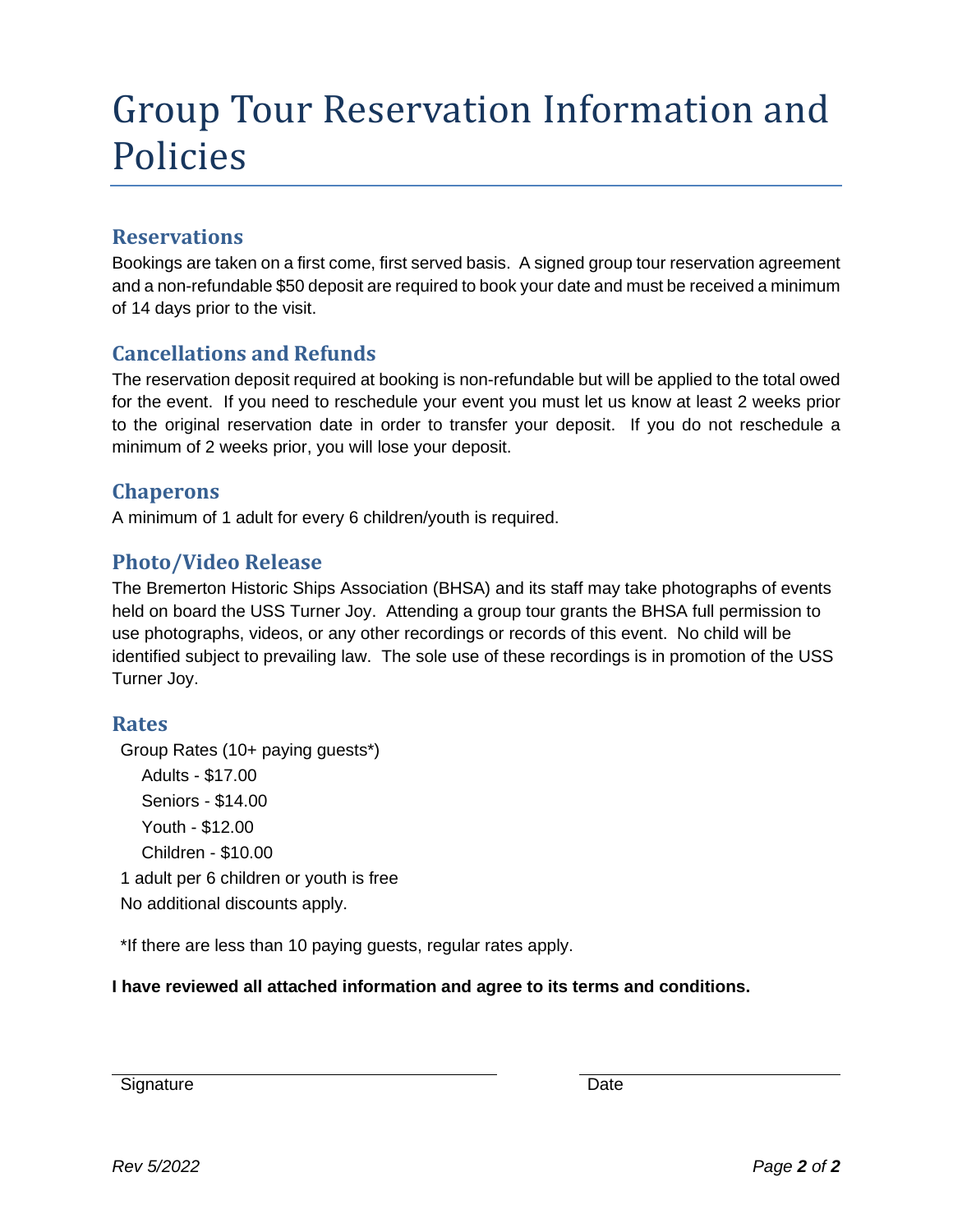# Group Tour Reservation Information and Policies

## Reservations

Bookings are taken on a first come, first served basis. A signed group tour reservation agreement and a non-refundable $50 deposit are required to book your date and must be received a minimum of 14 days prior to the visit.

## Cancellations and Refunds

The reservation deposit required at booking is non-refundable but will be applied to the total owed for the event. If you need to reschedule your event you must let us know at least 2 weeks prior to the original reservation date in order to transfer your deposit. If you do not reschedule a minimum of 2 weeks prior, you will lose your deposit.

## Chaperons

A minimum of 1 adult for every 6 children/youth is required.

## Photo/Video Release

The Bremerton Historic Ships Association (BHSA) and its staff may take photographs of events held on board the USS Turner Joy. Attending a group tour grants the BHSA full permission to use photographs, videos, or any other recordings or records of this event. No child will be identified subject to prevailing law. The sole use of these recordings is in promotion of the USS Turner Joy.

## Rates

Group Rates (10+ paying guests*)

- Adults - $17.00
- Seniors - $14.00
- Youth - $12.00
- Children - $10.00

1 adult per 6 children or youth is free

No additional discounts apply.

*If there are less than 10 paying guests, regular rates apply.

**I have reviewed all attached information and agree to its terms and conditions.**

Signature _______________________ Date _______________

*Rev 5/2022*